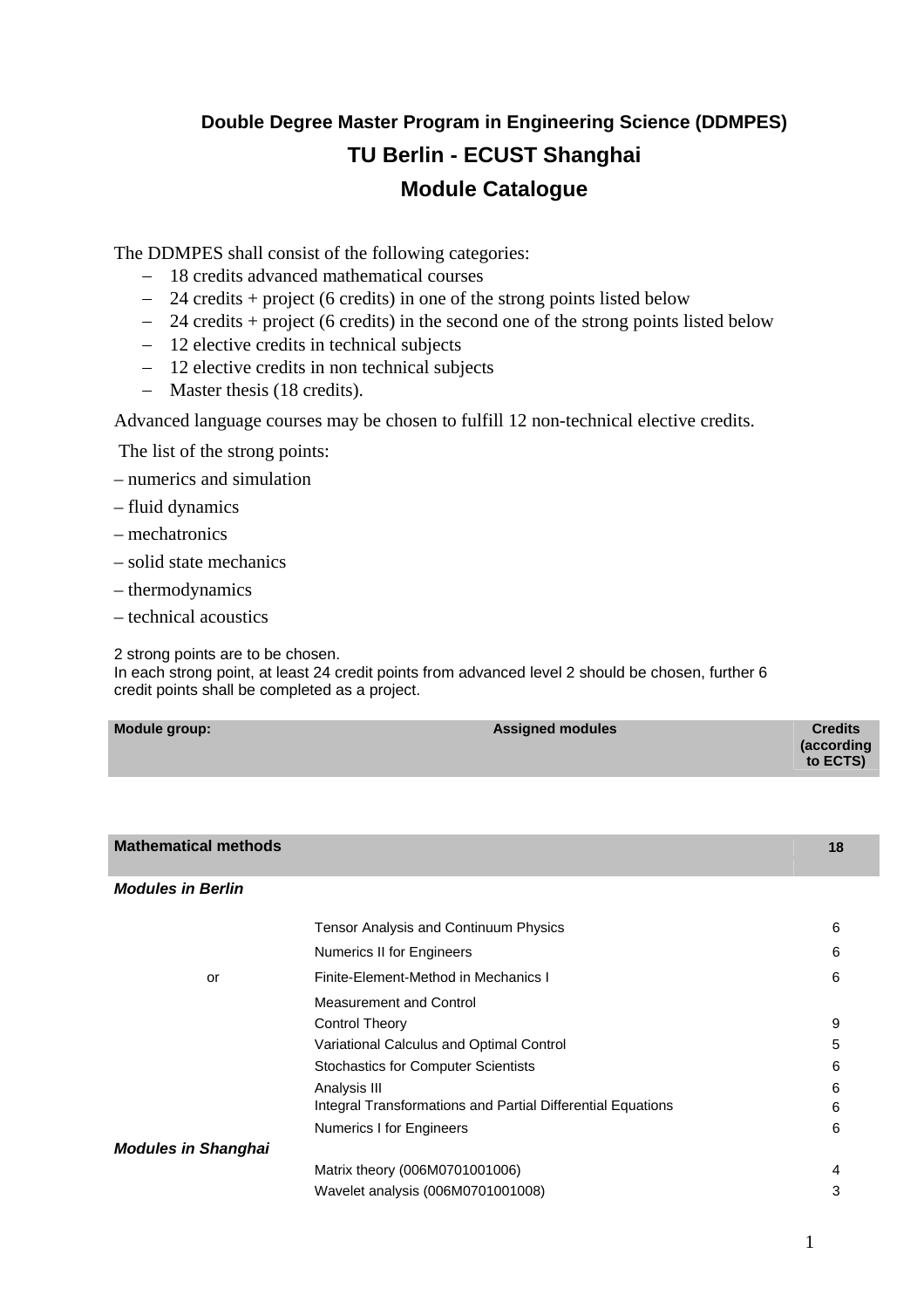# Double Degree Master Program in Engineering Science (DDMPES)

## TU Berlin - ECUST Shanghai

## Module Catalogue

The DDMPES shall consist of the following categories:

- 18 credits advanced mathematical courses
- 24 credits + project (6 credits) in one of the strong points listed below
- 24 credits + project (6 credits) in the second one of the strong points listed below
- 12 elective credits in technical subjects
- 12 elective credits in non technical subjects
- Master thesis (18 credits).

Advanced language courses may be chosen to fulfill 12 non-technical elective credits.

The list of the strong points:

- numerics and simulation
- fluid dynamics
- mechatronics
- solid state mechanics
- thermodynamics
- technical acoustics

2 strong points are to be chosen.
In each strong point, at least 24 credit points from advanced level 2 should be chosen, further 6 credit points shall be completed as a project.

| Module group: | Assigned modules | Credits (according to ECTS) |
|---|---|---|
| **Mathematical methods** | | **18** |
| ***Modules in Berlin*** | | |
| | Tensor Analysis and Continuum Physics | 6 |
| | Numerics II for Engineers | 6 |
| or | Finite-Element-Method in Mechanics I | 6 |
| | Measurement and Control | |
| | Control Theory | 9 |
| | Variational Calculus and Optimal Control | 5 |
| | Stochastics for Computer Scientists | 6 |
| | Analysis III | 6 |
| | Integral Transformations and Partial Differential Equations | 6 |
| | Numerics I for Engineers | 6 |
| ***Modules in Shanghai*** | | |
| | Matrix theory (006M0701001006) | 4 |
| | Wavelet analysis (006M0701001008) | 3 |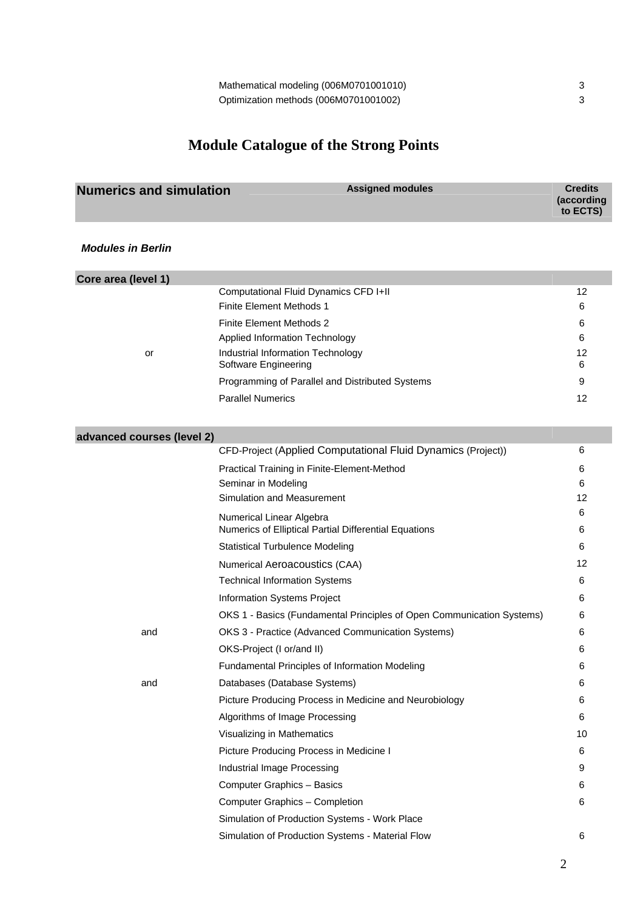| | |
|---|---|
| Mathematical modeling (006M0701001010) | 3 |
| Optimization methods (006M0701001002) | 3 |

# Module Catalogue of the Strong Points

| **Numerics and simulation** | **Assigned modules** | **Credits (according to ECTS)** |
|---|---|---|

***Modules in Berlin***

| **Core area (level 1)** | | |
|---|---|---|
| | Computational Fluid Dynamics CFD I+II | 12 |
| | Finite Element Methods 1 | 6 |
| | Finite Element Methods 2 | 6 |
| | Applied Information Technology | 6 |
| or | Industrial Information Technology | 12 |
| | Software Engineering | 6 |
| | Programming of Parallel and Distributed Systems | 9 |
| | Parallel Numerics | 12 |

| **advanced courses (level 2)** | | |
|---|---|---|
| | CFD-Project (Applied Computational Fluid Dynamics (Project)) | 6 |
| | Practical Training in Finite-Element-Method | 6 |
| | Seminar in Modeling | 6 |
| | Simulation and Measurement | 12 |
| | Numerical Linear Algebra | 6 |
| | Numerics of Elliptical Partial Differential Equations | 6 |
| | Statistical Turbulence Modeling | 6 |
| | Numerical Aeroacoustics (CAA) | 12 |
| | Technical Information Systems | 6 |
| | Information Systems Project | 6 |
| | OKS 1 - Basics (Fundamental Principles of Open Communication Systems) | 6 |
| and | OKS 3 - Practice (Advanced Communication Systems) | 6 |
| | OKS-Project (I or/and II) | 6 |
| | Fundamental Principles of Information Modeling | 6 |
| and | Databases (Database Systems) | 6 |
| | Picture Producing Process in Medicine and Neurobiology | 6 |
| | Algorithms of Image Processing | 6 |
| | Visualizing in Mathematics | 10 |
| | Picture Producing Process in Medicine I | 6 |
| | Industrial Image Processing | 9 |
| | Computer Graphics – Basics | 6 |
| | Computer Graphics – Completion | 6 |
| | Simulation of Production Systems - Work Place | |
| | Simulation of Production Systems - Material Flow | 6 |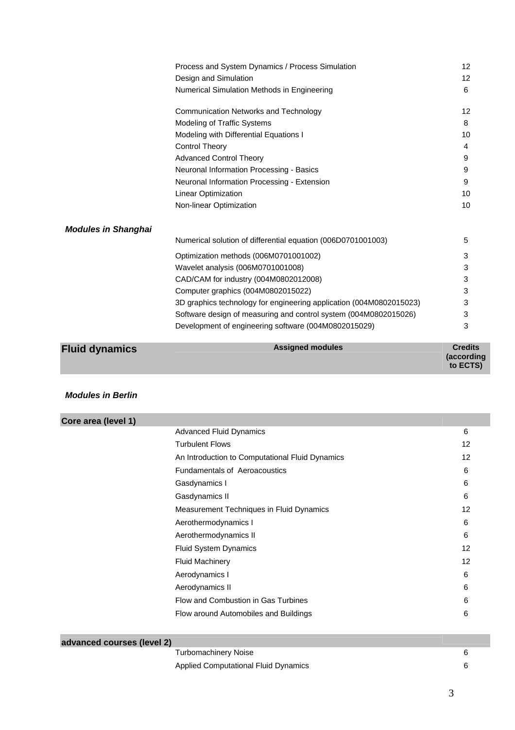| | | |
|---|---|---|
| | Process and System Dynamics / Process Simulation | 12 |
| | Design and Simulation | 12 |
| | Numerical Simulation Methods in Engineering | 6 |
| | Communication Networks and Technology | 12 |
| | Modeling of Traffic Systems | 8 |
| | Modeling with Differential Equations I | 10 |
| | Control Theory | 4 |
| | Advanced Control Theory | 9 |
| | Neuronal Information Processing - Basics | 9 |
| | Neuronal Information Processing - Extension | 9 |
| | Linear Optimization | 10 |
| | Non-linear Optimization | 10 |
| ***Modules in Shanghai*** | | |
| | Numerical solution of differential equation (006D0701001003) | 5 |
| | Optimization methods (006M0701001002) | 3 |
| | Wavelet analysis (006M0701001008) | 3 |
| | CAD/CAM for industry (004M0802012008) | 3 |
| | Computer graphics (004M0802015022) | 3 |
| | 3D graphics technology for engineering application (004M0802015023) | 3 |
| | Software design of measuring and control system (004M0802015026) | 3 |
| | Development of engineering software (004M0802015029) | 3 |

| **Fluid dynamics** | **Assigned modules** | **Credits (according to ECTS)** |
|---|---|---|
| ***Modules in Berlin*** | | |
| **Core area (level 1)** | | |
| | Advanced Fluid Dynamics | 6 |
| | Turbulent Flows | 12 |
| | An Introduction to Computational Fluid Dynamics | 12 |
| | Fundamentals of Aeroacoustics | 6 |
| | Gasdynamics I | 6 |
| | Gasdynamics II | 6 |
| | Measurement Techniques in Fluid Dynamics | 12 |
| | Aerothermodynamics I | 6 |
| | Aerothermodynamics II | 6 |
| | Fluid System Dynamics | 12 |
| | Fluid Machinery | 12 |
| | Aerodynamics I | 6 |
| | Aerodynamics II | 6 |
| | Flow and Combustion in Gas Turbines | 6 |
| | Flow around Automobiles and Buildings | 6 |
| **advanced courses (level 2)** | | |
| | Turbomachinery Noise | 6 |
| | Applied Computational Fluid Dynamics | 6 |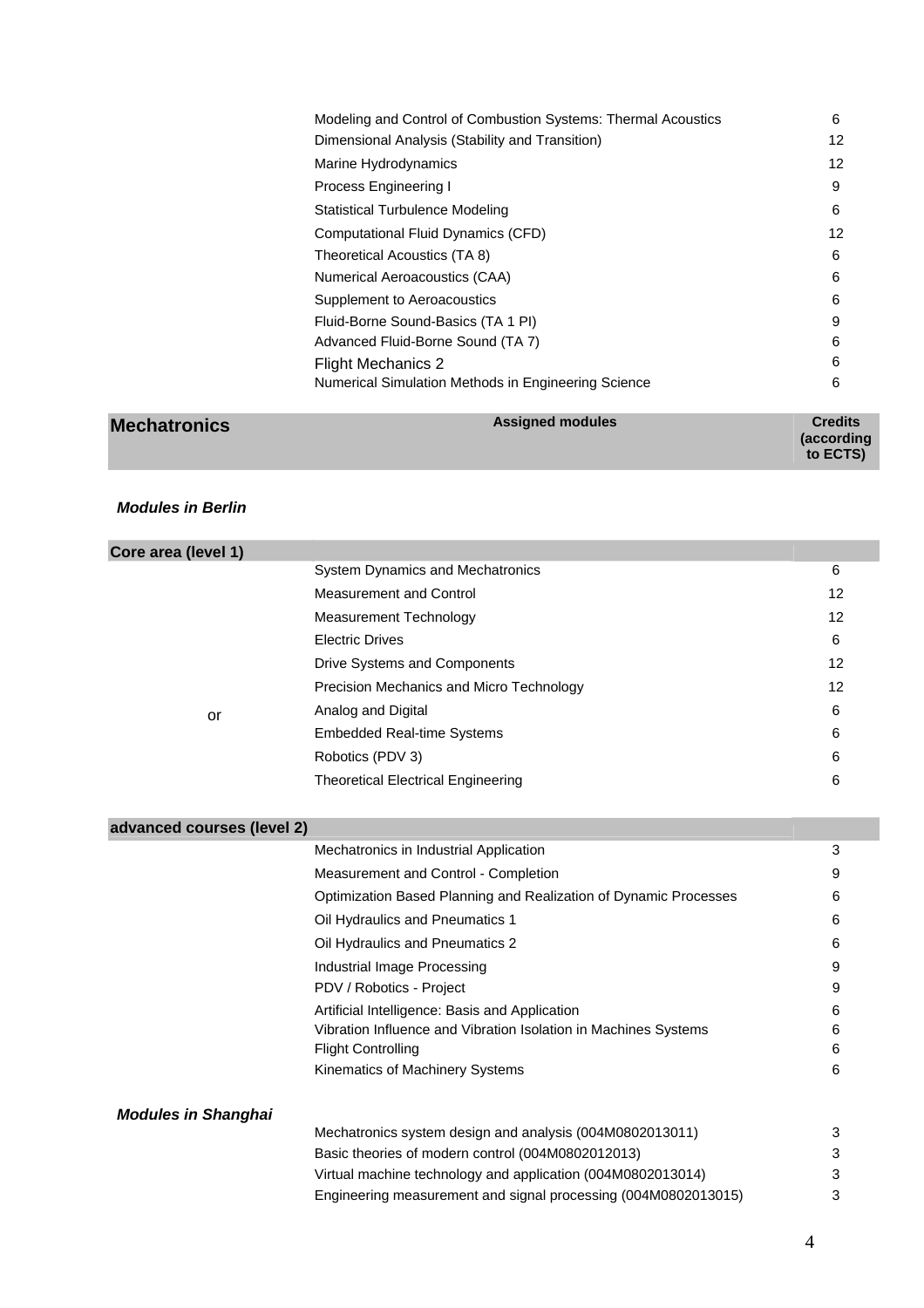| | Module | Credits |
|---|---|---|
| | Modeling and Control of Combustion Systems: Thermal Acoustics | 6 |
| | Dimensional Analysis (Stability and Transition) | 12 |
| | Marine Hydrodynamics | 12 |
| | Process Engineering I | 9 |
| | Statistical Turbulence Modeling | 6 |
| | Computational Fluid Dynamics (CFD) | 12 |
| | Theoretical Acoustics (TA 8) | 6 |
| | Numerical Aeroacoustics (CAA) | 6 |
| | Supplement to Aeroacoustics | 6 |
| | Fluid-Borne Sound-Basics (TA 1 PI) | 9 |
| | Advanced Fluid-Borne Sound (TA 7) | 6 |
| | Flight Mechanics 2 | 6 |
| | Numerical Simulation Methods in Engineering Science | 6 |

| **Mechatronics** | **Assigned modules** | **Credits (according to ECTS)** |
|---|---|---|

***Modules in Berlin***

| **Core area (level 1)** | | |
|---|---|---|
| | System Dynamics and Mechatronics | 6 |
| | Measurement and Control | 12 |
| | Measurement Technology | 12 |
| | Electric Drives | 6 |
| | Drive Systems and Components | 12 |
| | Precision Mechanics and Micro Technology | 12 |
| or | Analog and Digital | 6 |
| | Embedded Real-time Systems | 6 |
| | Robotics (PDV 3) | 6 |
| | Theoretical Electrical Engineering | 6 |

| **advanced courses (level 2)** | | |
|---|---|---|
| | Mechatronics in Industrial Application | 3 |
| | Measurement and Control - Completion | 9 |
| | Optimization Based Planning and Realization of Dynamic Processes | 6 |
| | Oil Hydraulics and Pneumatics 1 | 6 |
| | Oil Hydraulics and Pneumatics 2 | 6 |
| | Industrial Image Processing | 9 |
| | PDV / Robotics - Project | 9 |
| | Artificial Intelligence: Basis and Application | 6 |
| | Vibration Influence and Vibration Isolation in Machines Systems | 6 |
| | Flight Controlling | 6 |
| | Kinematics of Machinery Systems | 6 |

***Modules in Shanghai***

| | Module | Credits |
|---|---|---|
| | Mechatronics system design and analysis (004M0802013011) | 3 |
| | Basic theories of modern control (004M0802012013) | 3 |
| | Virtual machine technology and application (004M0802013014) | 3 |
| | Engineering measurement and signal processing (004M0802013015) | 3 |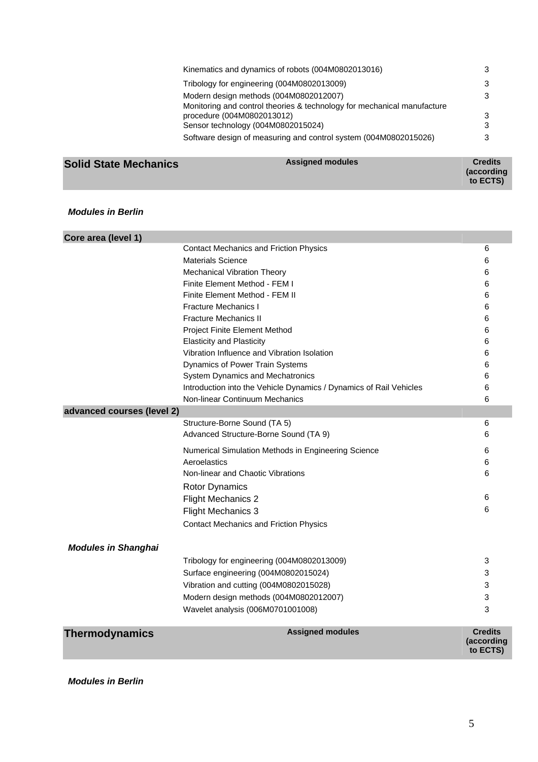| | | |
|---|---|---|
| | Kinematics and dynamics of robots (004M0802013016) | 3 |
| | Tribology for engineering (004M0802013009) | 3 |
| | Modern design methods (004M0802012007) | 3 |
| | Monitoring and control theories & technology for mechanical manufacture procedure (004M0802013012) | 3 |
| | Sensor technology (004M0802015024) | 3 |
| | Software design of measuring and control system (004M0802015026) | 3 |

| **Solid State Mechanics** | **Assigned modules** | **Credits (according to ECTS)** |
|---|---|---|

***Modules in Berlin***

| | | |
|---|---|---|
| **Core area (level 1)** | | |
| | Contact Mechanics and Friction Physics | 6 |
| | Materials Science | 6 |
| | Mechanical Vibration Theory | 6 |
| | Finite Element Method - FEM I | 6 |
| | Finite Element Method - FEM II | 6 |
| | Fracture Mechanics I | 6 |
| | Fracture Mechanics II | 6 |
| | Project Finite Element Method | 6 |
| | Elasticity and Plasticity | 6 |
| | Vibration Influence and Vibration Isolation | 6 |
| | Dynamics of Power Train Systems | 6 |
| | System Dynamics and Mechatronics | 6 |
| | Introduction into the Vehicle Dynamics / Dynamics of Rail Vehicles | 6 |
| | Non-linear Continuum Mechanics | 6 |
| **advanced courses (level 2)** | | |
| | Structure-Borne Sound (TA 5) | 6 |
| | Advanced Structure-Borne Sound (TA 9) | 6 |
| | Numerical Simulation Methods in Engineering Science | 6 |
| | Aeroelastics | 6 |
| | Non-linear and Chaotic Vibrations | 6 |
| | Rotor Dynamics | |
| | Flight Mechanics 2 | 6 |
| | Flight Mechanics 3 | 6 |
| | Contact Mechanics and Friction Physics | |

***Modules in Shanghai***

| | | |
|---|---|---|
| | Tribology for engineering (004M0802013009) | 3 |
| | Surface engineering (004M0802015024) | 3 |
| | Vibration and cutting (004M0802015028) | 3 |
| | Modern design methods (004M0802012007) | 3 |
| | Wavelet analysis (006M0701001008) | 3 |

| **Thermodynamics** | **Assigned modules** | **Credits (according to ECTS)** |
|---|---|---|

***Modules in Berlin***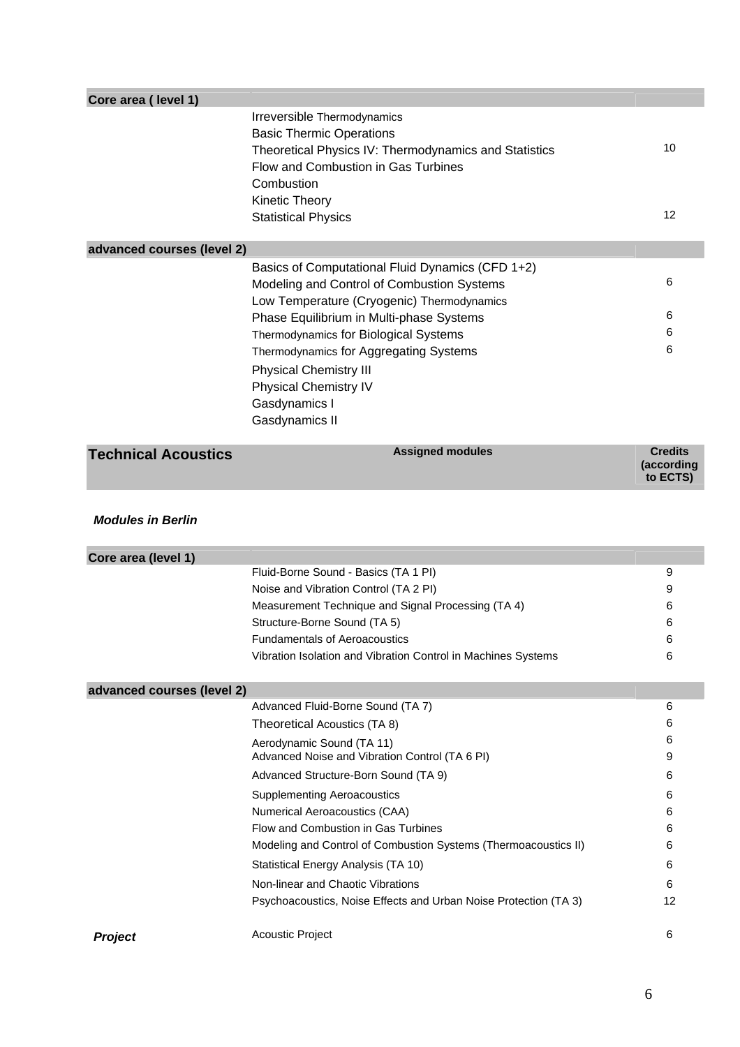| Core area ( level 1) | | |
|---|---|---|
| | Irreversible Thermodynamics | |
| | Basic Thermic Operations | |
| | Theoretical Physics IV: Thermodynamics and Statistics | 10 |
| | Flow and Combustion in Gas Turbines | |
| | Combustion | |
| | Kinetic Theory | |
| | Statistical Physics | 12 |

| advanced courses (level 2) | | |
|---|---|---|
| | Basics of Computational Fluid Dynamics (CFD 1+2) | |
| | Modeling and Control of Combustion Systems | 6 |
| | Low Temperature (Cryogenic) Thermodynamics | |
| | Phase Equilibrium in Multi-phase Systems | 6 |
| | Thermodynamics for Biological Systems | 6 |
| | Thermodynamics for Aggregating Systems | 6 |
| | Physical Chemistry III | |
| | Physical Chemistry IV | |
| | Gasdynamics I | |
| | Gasdynamics II | |

| Technical Acoustics | Assigned modules | Credits (according to ECTS) |
|---|---|---|

***Modules in Berlin***

| Core area (level 1) | | |
|---|---|---|
| | Fluid-Borne Sound - Basics (TA 1 PI) | 9 |
| | Noise and Vibration Control (TA 2 PI) | 9 |
| | Measurement Technique and Signal Processing (TA 4) | 6 |
| | Structure-Borne Sound (TA 5) | 6 |
| | Fundamentals of Aeroacoustics | 6 |
| | Vibration Isolation and Vibration Control in Machines Systems | 6 |

| advanced courses (level 2) | | |
|---|---|---|
| | Advanced Fluid-Borne Sound (TA 7) | 6 |
| | Theoretical Acoustics (TA 8) | 6 |
| | Aerodynamic Sound (TA 11) | 6 |
| | Advanced Noise and Vibration Control (TA 6 PI) | 9 |
| | Advanced Structure-Born Sound (TA 9) | 6 |
| | Supplementing Aeroacoustics | 6 |
| | Numerical Aeroacoustics (CAA) | 6 |
| | Flow and Combustion in Gas Turbines | 6 |
| | Modeling and Control of Combustion Systems (Thermoacoustics II) | 6 |
| | Statistical Energy Analysis (TA 10) | 6 |
| | Non-linear and Chaotic Vibrations | 6 |
| | Psychoacoustics, Noise Effects and Urban Noise Protection (TA 3) | 12 |

| ***Project*** | Acoustic Project | 6 |
|---|---|---|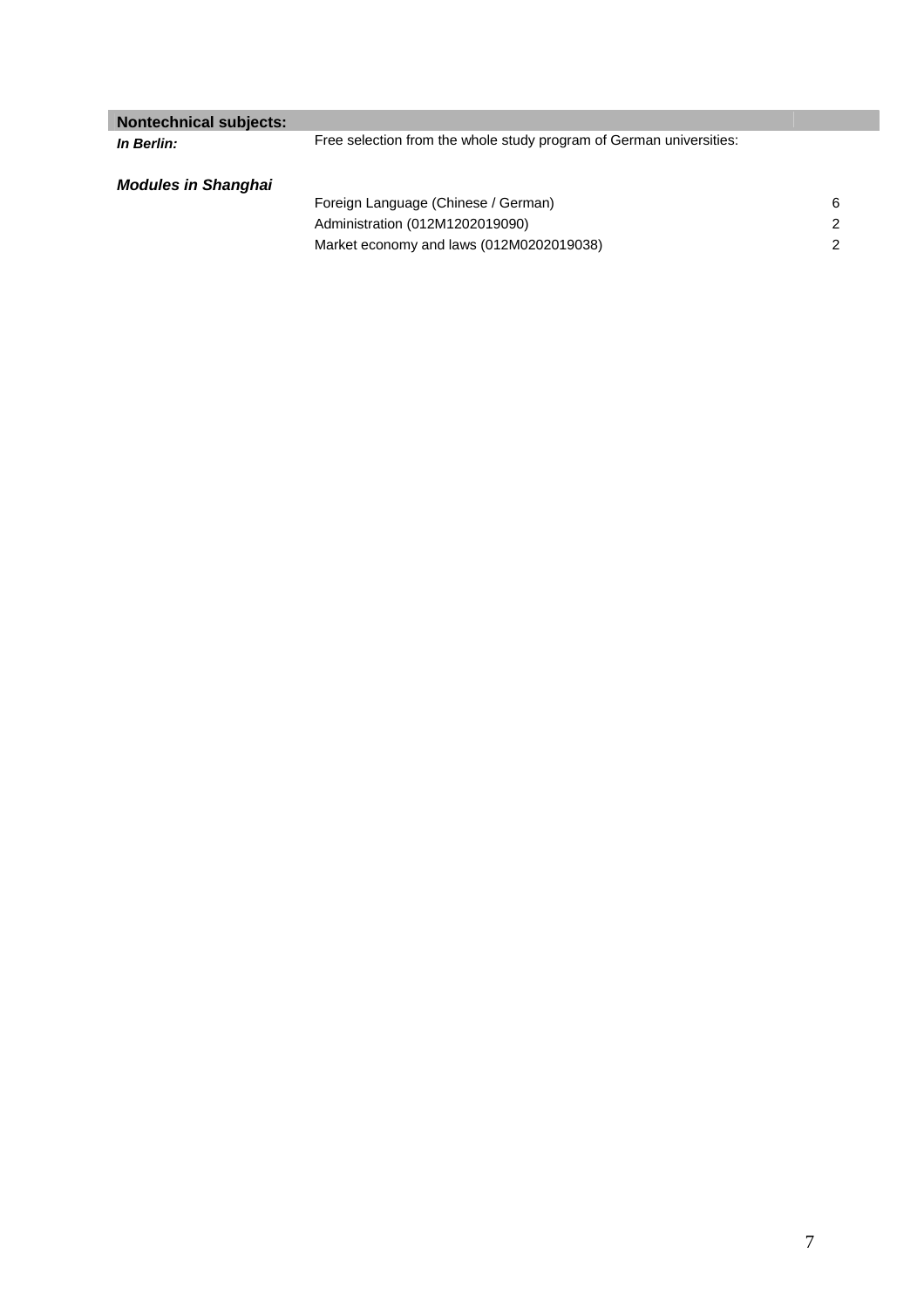| **Nontechnical subjects:** | | |
| --- | --- | --- |
| ***In Berlin:*** | Free selection from the whole study program of German universities: | |
| ***Modules in Shanghai*** | | |
| | Foreign Language (Chinese / German) | 6 |
| | Administration (012M1202019090) | 2 |
| | Market economy and laws (012M0202019038) | 2 |